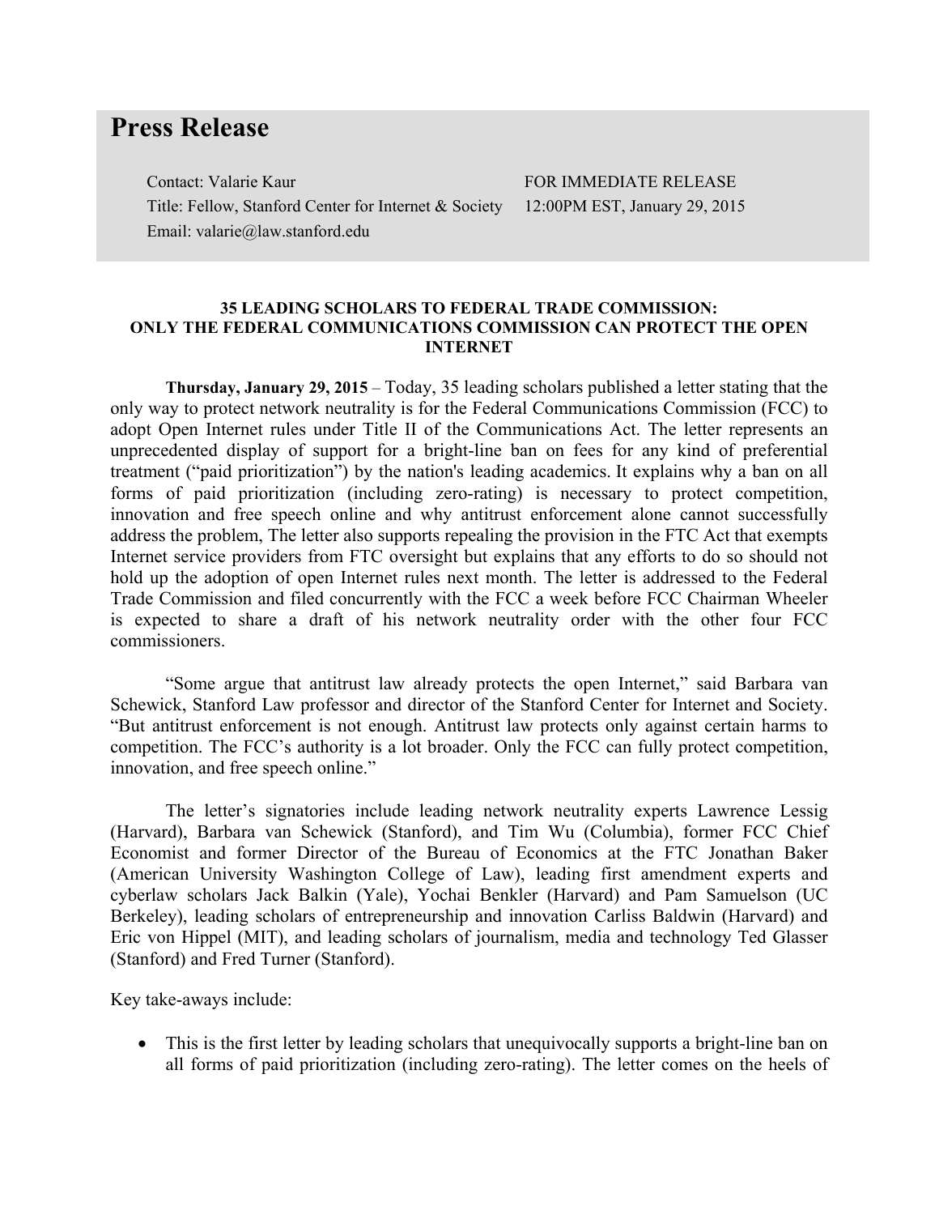# Press Release

Contact: Valarie Kaur
Title: Fellow, Stanford Center for Internet & Society
Email: valarie@law.stanford.edu

FOR IMMEDIATE RELEASE
12:00PM EST, January 29, 2015

**35 LEADING SCHOLARS TO FEDERAL TRADE COMMISSION: ONLY THE FEDERAL COMMUNICATIONS COMMISSION CAN PROTECT THE OPEN INTERNET**

**Thursday, January 29, 2015** – Today, 35 leading scholars published a letter stating that the only way to protect network neutrality is for the Federal Communications Commission (FCC) to adopt Open Internet rules under Title II of the Communications Act. The letter represents an unprecedented display of support for a bright-line ban on fees for any kind of preferential treatment ("paid prioritization") by the nation's leading academics. It explains why a ban on all forms of paid prioritization (including zero-rating) is necessary to protect competition, innovation and free speech online and why antitrust enforcement alone cannot successfully address the problem, The letter also supports repealing the provision in the FTC Act that exempts Internet service providers from FTC oversight but explains that any efforts to do so should not hold up the adoption of open Internet rules next month. The letter is addressed to the Federal Trade Commission and filed concurrently with the FCC a week before FCC Chairman Wheeler is expected to share a draft of his network neutrality order with the other four FCC commissioners.

"Some argue that antitrust law already protects the open Internet," said Barbara van Schewick, Stanford Law professor and director of the Stanford Center for Internet and Society. "But antitrust enforcement is not enough. Antitrust law protects only against certain harms to competition. The FCC's authority is a lot broader. Only the FCC can fully protect competition, innovation, and free speech online."

The letter's signatories include leading network neutrality experts Lawrence Lessig (Harvard), Barbara van Schewick (Stanford), and Tim Wu (Columbia), former FCC Chief Economist and former Director of the Bureau of Economics at the FTC Jonathan Baker (American University Washington College of Law), leading first amendment experts and cyberlaw scholars Jack Balkin (Yale), Yochai Benkler (Harvard) and Pam Samuelson (UC Berkeley), leading scholars of entrepreneurship and innovation Carliss Baldwin (Harvard) and Eric von Hippel (MIT), and leading scholars of journalism, media and technology Ted Glasser (Stanford) and Fred Turner (Stanford).

Key take-aways include:

- This is the first letter by leading scholars that unequivocally supports a bright-line ban on all forms of paid prioritization (including zero-rating). The letter comes on the heels of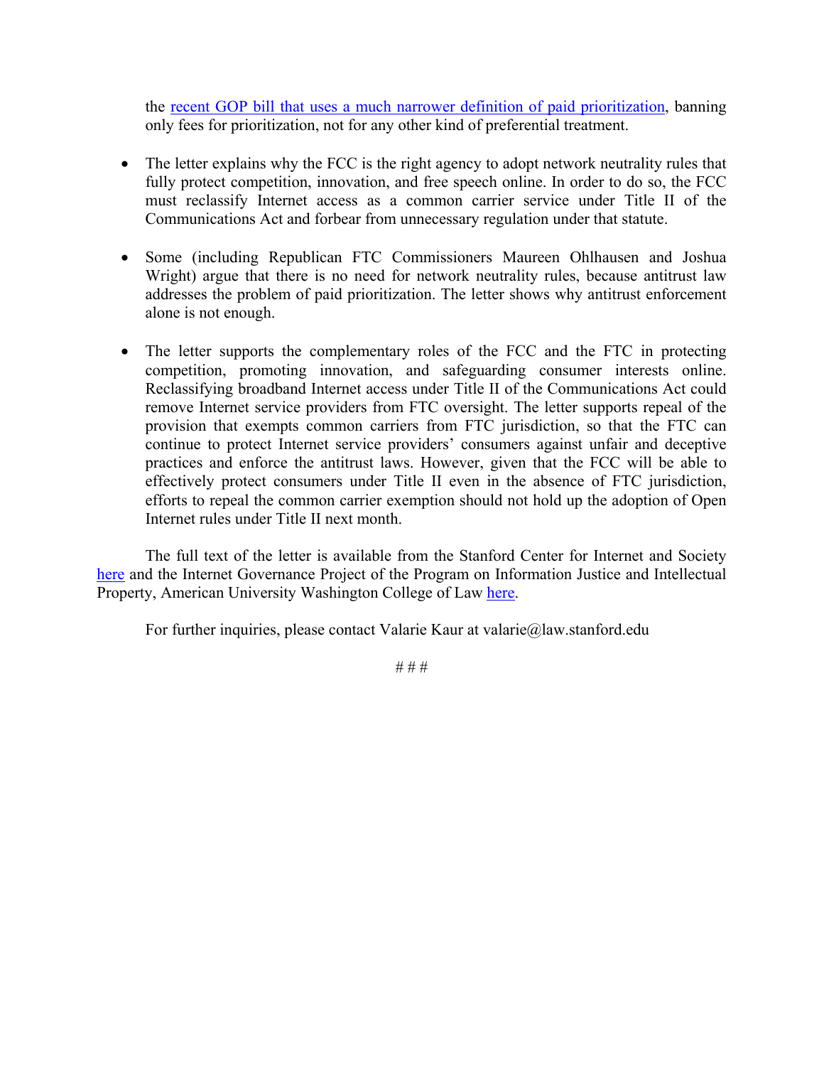the recent GOP bill that uses a much narrower definition of paid prioritization, banning only fees for prioritization, not for any other kind of preferential treatment.

- The letter explains why the FCC is the right agency to adopt network neutrality rules that fully protect competition, innovation, and free speech online. In order to do so, the FCC must reclassify Internet access as a common carrier service under Title II of the Communications Act and forbear from unnecessary regulation under that statute.

- Some (including Republican FTC Commissioners Maureen Ohlhausen and Joshua Wright) argue that there is no need for network neutrality rules, because antitrust law addresses the problem of paid prioritization. The letter shows why antitrust enforcement alone is not enough.

- The letter supports the complementary roles of the FCC and the FTC in protecting competition, promoting innovation, and safeguarding consumer interests online. Reclassifying broadband Internet access under Title II of the Communications Act could remove Internet service providers from FTC oversight. The letter supports repeal of the provision that exempts common carriers from FTC jurisdiction, so that the FTC can continue to protect Internet service providers' consumers against unfair and deceptive practices and enforce the antitrust laws. However, given that the FCC will be able to effectively protect consumers under Title II even in the absence of FTC jurisdiction, efforts to repeal the common carrier exemption should not hold up the adoption of Open Internet rules under Title II next month.

The full text of the letter is available from the Stanford Center for Internet and Society here and the Internet Governance Project of the Program on Information Justice and Intellectual Property, American University Washington College of Law here.

For further inquiries, please contact Valarie Kaur at valarie@law.stanford.edu

# # #